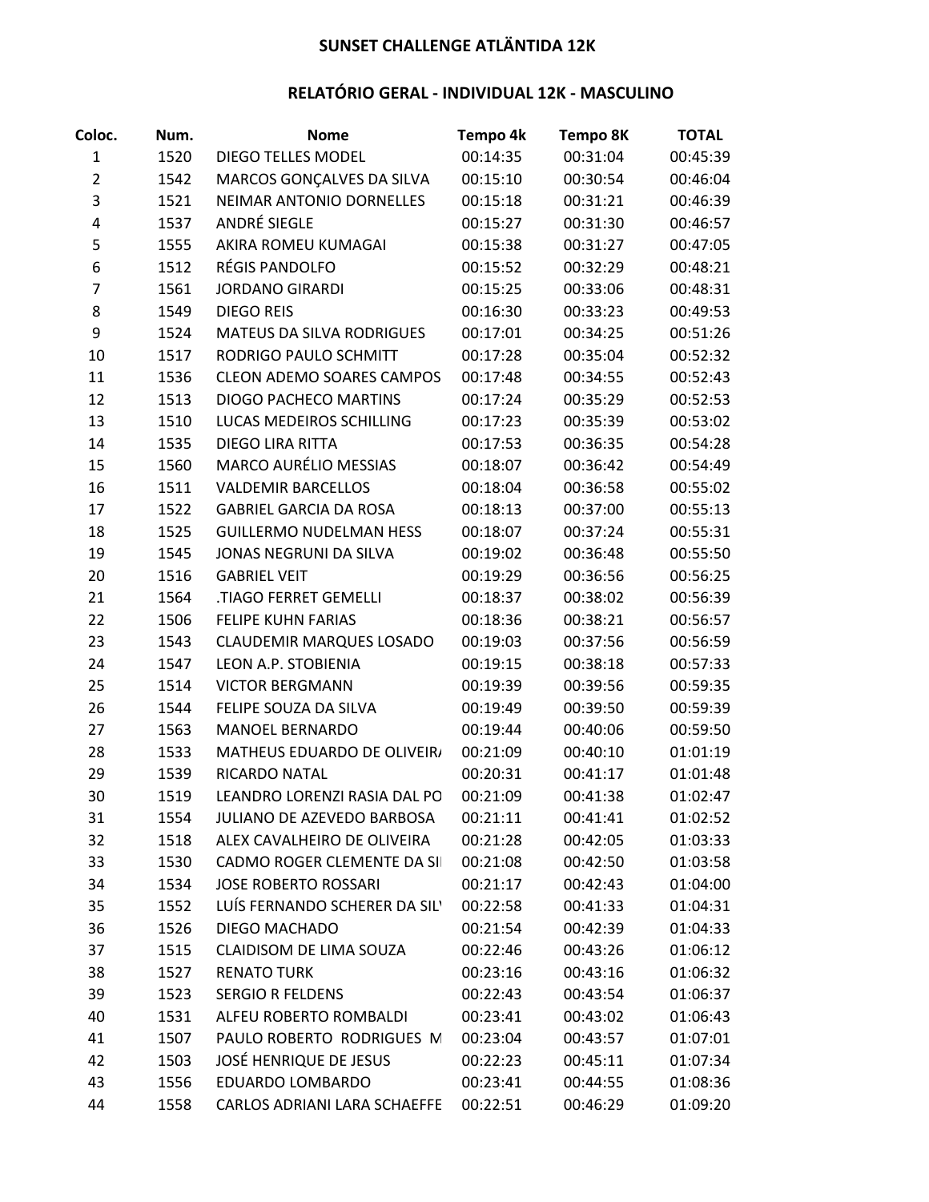# SUNSET CHALLENGE ATLÄNTIDA 12K

## RELATÓRIO GERAL - INDIVIDUAL 12K - MASCULINO

| Coloc. | Num. | Nome | Tempo 4k | Tempo 8K | TOTAL |
|---|---|---|---|---|---|
| 1 | 1520 | DIEGO TELLES MODEL | 00:14:35 | 00:31:04 | 00:45:39 |
| 2 | 1542 | MARCOS GONÇALVES DA SILVA | 00:15:10 | 00:30:54 | 00:46:04 |
| 3 | 1521 | NEIMAR ANTONIO DORNELLES | 00:15:18 | 00:31:21 | 00:46:39 |
| 4 | 1537 | ANDRÉ SIEGLE | 00:15:27 | 00:31:30 | 00:46:57 |
| 5 | 1555 | AKIRA ROMEU KUMAGAI | 00:15:38 | 00:31:27 | 00:47:05 |
| 6 | 1512 | RÉGIS PANDOLFO | 00:15:52 | 00:32:29 | 00:48:21 |
| 7 | 1561 | JORDANO GIRARDI | 00:15:25 | 00:33:06 | 00:48:31 |
| 8 | 1549 | DIEGO REIS | 00:16:30 | 00:33:23 | 00:49:53 |
| 9 | 1524 | MATEUS DA SILVA RODRIGUES | 00:17:01 | 00:34:25 | 00:51:26 |
| 10 | 1517 | RODRIGO PAULO SCHMITT | 00:17:28 | 00:35:04 | 00:52:32 |
| 11 | 1536 | CLEON ADEMO SOARES CAMPOS | 00:17:48 | 00:34:55 | 00:52:43 |
| 12 | 1513 | DIOGO PACHECO MARTINS | 00:17:24 | 00:35:29 | 00:52:53 |
| 13 | 1510 | LUCAS MEDEIROS SCHILLING | 00:17:23 | 00:35:39 | 00:53:02 |
| 14 | 1535 | DIEGO LIRA RITTA | 00:17:53 | 00:36:35 | 00:54:28 |
| 15 | 1560 | MARCO AURÉLIO MESSIAS | 00:18:07 | 00:36:42 | 00:54:49 |
| 16 | 1511 | VALDEMIR BARCELLOS | 00:18:04 | 00:36:58 | 00:55:02 |
| 17 | 1522 | GABRIEL GARCIA DA ROSA | 00:18:13 | 00:37:00 | 00:55:13 |
| 18 | 1525 | GUILLERMO NUDELMAN HESS | 00:18:07 | 00:37:24 | 00:55:31 |
| 19 | 1545 | JONAS NEGRUNI DA SILVA | 00:19:02 | 00:36:48 | 00:55:50 |
| 20 | 1516 | GABRIEL VEIT | 00:19:29 | 00:36:56 | 00:56:25 |
| 21 | 1564 | .TIAGO FERRET GEMELLI | 00:18:37 | 00:38:02 | 00:56:39 |
| 22 | 1506 | FELIPE KUHN FARIAS | 00:18:36 | 00:38:21 | 00:56:57 |
| 23 | 1543 | CLAUDEMIR MARQUES LOSADO | 00:19:03 | 00:37:56 | 00:56:59 |
| 24 | 1547 | LEON A.P. STOBIENIA | 00:19:15 | 00:38:18 | 00:57:33 |
| 25 | 1514 | VICTOR BERGMANN | 00:19:39 | 00:39:56 | 00:59:35 |
| 26 | 1544 | FELIPE SOUZA DA SILVA | 00:19:49 | 00:39:50 | 00:59:39 |
| 27 | 1563 | MANOEL BERNARDO | 00:19:44 | 00:40:06 | 00:59:50 |
| 28 | 1533 | MATHEUS EDUARDO DE OLIVEIRA | 00:21:09 | 00:40:10 | 01:01:19 |
| 29 | 1539 | RICARDO NATAL | 00:20:31 | 00:41:17 | 01:01:48 |
| 30 | 1519 | LEANDRO LORENZI RASIA DAL PO | 00:21:09 | 00:41:38 | 01:02:47 |
| 31 | 1554 | JULIANO DE AZEVEDO BARBOSA | 00:21:11 | 00:41:41 | 01:02:52 |
| 32 | 1518 | ALEX CAVALHEIRO DE OLIVEIRA | 00:21:28 | 00:42:05 | 01:03:33 |
| 33 | 1530 | CADMO ROGER CLEMENTE DA SI | 00:21:08 | 00:42:50 | 01:03:58 |
| 34 | 1534 | JOSE ROBERTO ROSSARI | 00:21:17 | 00:42:43 | 01:04:00 |
| 35 | 1552 | LUÍS FERNANDO SCHERER DA SILV | 00:22:58 | 00:41:33 | 01:04:31 |
| 36 | 1526 | DIEGO MACHADO | 00:21:54 | 00:42:39 | 01:04:33 |
| 37 | 1515 | CLAIDISOM DE LIMA SOUZA | 00:22:46 | 00:43:26 | 01:06:12 |
| 38 | 1527 | RENATO TURK | 00:23:16 | 00:43:16 | 01:06:32 |
| 39 | 1523 | SERGIO R FELDENS | 00:22:43 | 00:43:54 | 01:06:37 |
| 40 | 1531 | ALFEU ROBERTO ROMBALDI | 00:23:41 | 00:43:02 | 01:06:43 |
| 41 | 1507 | PAULO ROBERTO RODRIGUES M | 00:23:04 | 00:43:57 | 01:07:01 |
| 42 | 1503 | JOSÉ HENRIQUE DE JESUS | 00:22:23 | 00:45:11 | 01:07:34 |
| 43 | 1556 | EDUARDO LOMBARDO | 00:23:41 | 00:44:55 | 01:08:36 |
| 44 | 1558 | CARLOS ADRIANI LARA SCHAEFFE | 00:22:51 | 00:46:29 | 01:09:20 |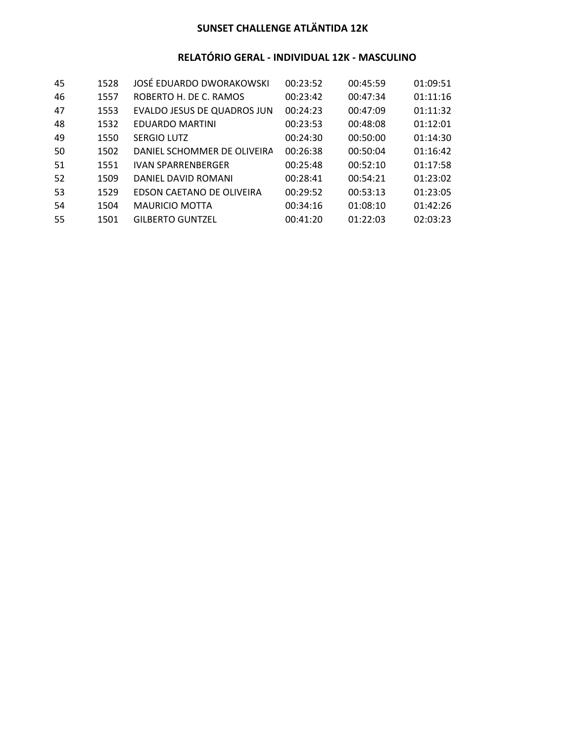**SUNSET CHALLENGE ATLÄNTIDA 12K**

**RELATÓRIO GERAL - INDIVIDUAL 12K - MASCULINO**

| | | | | | |
|---|---|---|---|---|---|
| 45 | 1528 | JOSÉ EDUARDO DWORAKOWSKI | 00:23:52 | 00:45:59 | 01:09:51 |
| 46 | 1557 | ROBERTO H. DE C. RAMOS | 00:23:42 | 00:47:34 | 01:11:16 |
| 47 | 1553 | EVALDO JESUS DE QUADROS JUN | 00:24:23 | 00:47:09 | 01:11:32 |
| 48 | 1532 | EDUARDO MARTINI | 00:23:53 | 00:48:08 | 01:12:01 |
| 49 | 1550 | SERGIO LUTZ | 00:24:30 | 00:50:00 | 01:14:30 |
| 50 | 1502 | DANIEL SCHOMMER DE OLIVEIRA | 00:26:38 | 00:50:04 | 01:16:42 |
| 51 | 1551 | IVAN SPARRENBERGER | 00:25:48 | 00:52:10 | 01:17:58 |
| 52 | 1509 | DANIEL DAVID ROMANI | 00:28:41 | 00:54:21 | 01:23:02 |
| 53 | 1529 | EDSON CAETANO DE OLIVEIRA | 00:29:52 | 00:53:13 | 01:23:05 |
| 54 | 1504 | MAURICIO MOTTA | 00:34:16 | 01:08:10 | 01:42:26 |
| 55 | 1501 | GILBERTO GUNTZEL | 00:41:20 | 01:22:03 | 02:03:23 |